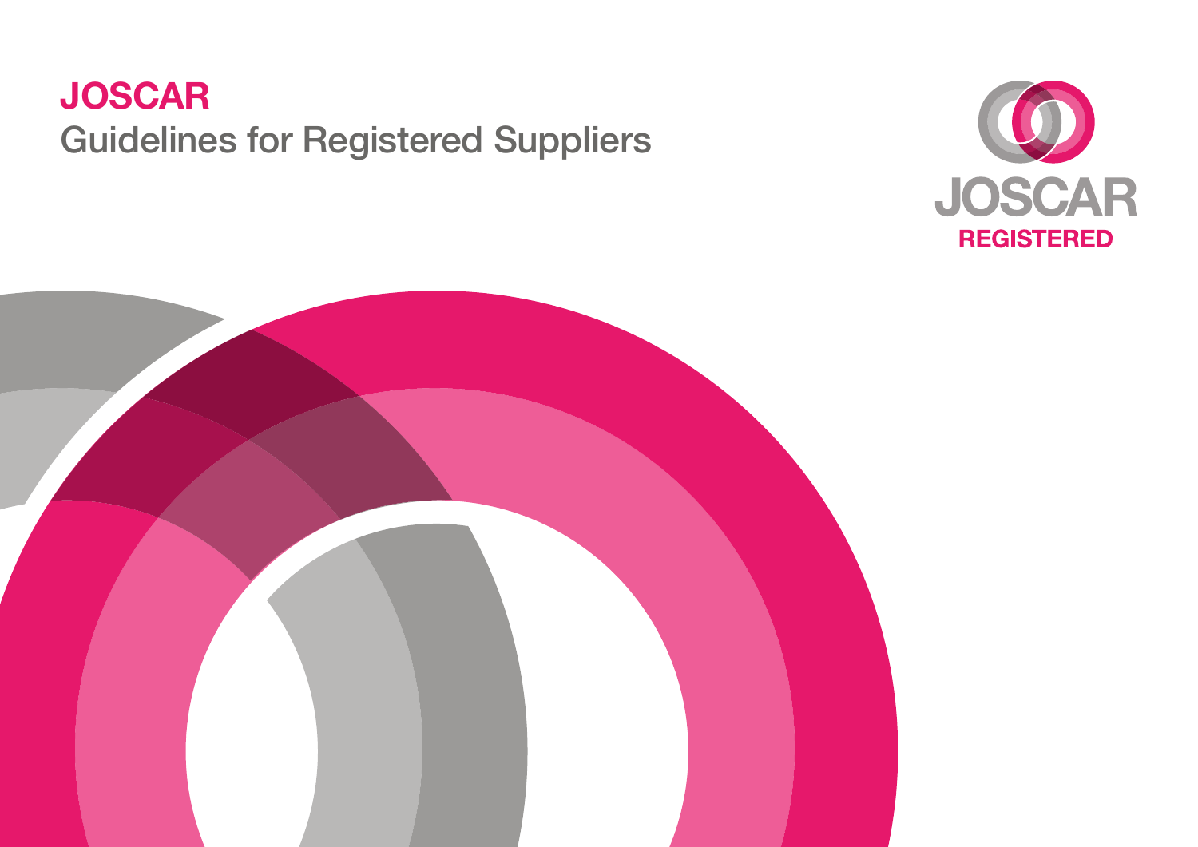# JOSCAR

## Guidelines for Registered Suppliers

JOSCAR
REGISTERED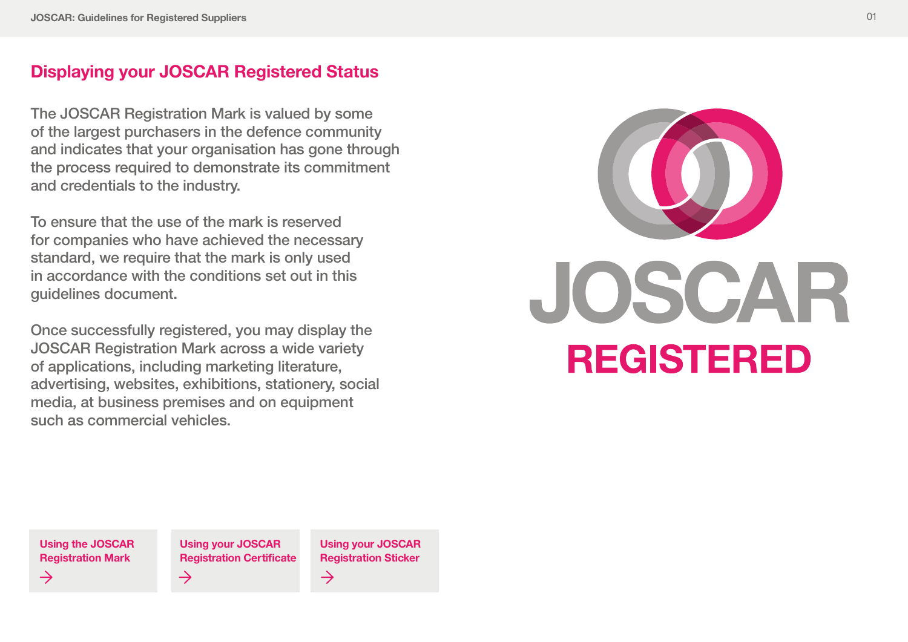## Displaying your JOSCAR Registered Status

The JOSCAR Registration Mark is valued by some of the largest purchasers in the defence community and indicates that your organisation has gone through the process required to demonstrate its commitment and credentials to the industry.

To ensure that the use of the mark is reserved for companies who have achieved the necessary standard, we require that the mark is only used in accordance with the conditions set out in this guidelines document.

Once successfully registered, you may display the JOSCAR Registration Mark across a wide variety of applications, including marketing literature, advertising, websites, exhibitions, stationery, social media, at business premises and on equipment such as commercial vehicles.

JOSCAR

REGISTERED

**Using the JOSCAR Registration Mark** →

**Using your JOSCAR Registration Certificate** →

**Using your JOSCAR Registration Sticker** →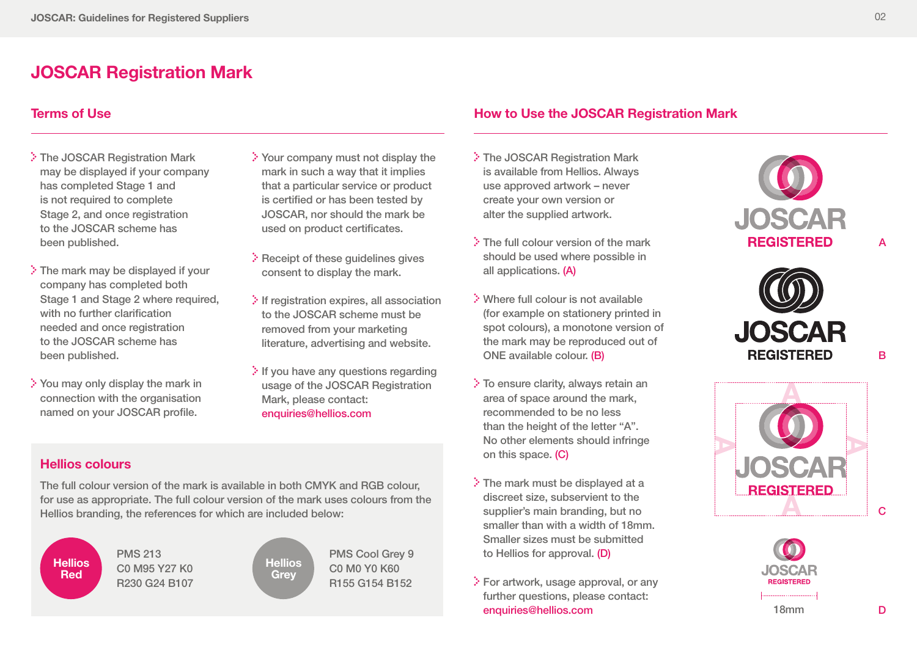# JOSCAR Registration Mark

## Terms of Use

- The JOSCAR Registration Mark may be displayed if your company has completed Stage 1 and is not required to complete Stage 2, and once registration to the JOSCAR scheme has been published.
- The mark may be displayed if your company has completed both Stage 1 and Stage 2 where required, with no further clarification needed and once registration to the JOSCAR scheme has been published.
- You may only display the mark in connection with the organisation named on your JOSCAR profile.
- Your company must not display the mark in such a way that it implies that a particular service or product is certified or has been tested by JOSCAR, nor should the mark be used on product certificates.
- Receipt of these guidelines gives consent to display the mark.
- If registration expires, all association to the JOSCAR scheme must be removed from your marketing literature, advertising and website.
- If you have any questions regarding usage of the JOSCAR Registration Mark, please contact: enquiries@hellios.com

## Hellios colours

The full colour version of the mark is available in both CMYK and RGB colour, for use as appropriate. The full colour version of the mark uses colours from the Hellios branding, the references for which are included below:

| Colour | PMS | CMYK | RGB |
|---|---|---|---|
| Hellios Red | PMS 213 | C0 M95 Y27 K0 | R230 G24 B107 |
| Hellios Grey | PMS Cool Grey 9 | C0 M0 Y0 K60 | R155 G154 B152 |

## How to Use the JOSCAR Registration Mark

- The JOSCAR Registration Mark is available from Hellios. Always use approved artwork – never create your own version or alter the supplied artwork.
- The full colour version of the mark should be used where possible in all applications. (A)
- Where full colour is not available (for example on stationery printed in spot colours), a monotone version of the mark may be reproduced out of ONE available colour. (B)
- To ensure clarity, always retain an area of space around the mark, recommended to be no less than the height of the letter "A". No other elements should infringe on this space. (C)
- The mark must be displayed at a discreet size, subservient to the supplier's main branding, but no smaller than with a width of 18mm. Smaller sizes must be submitted to Hellios for approval. (D)
- For artwork, usage approval, or any further questions, please contact: enquiries@hellios.com

JOSCAR REGISTERED — A

JOSCAR REGISTERED — B

JOSCAR REGISTERED — C

JOSCAR REGISTERED — 18mm — D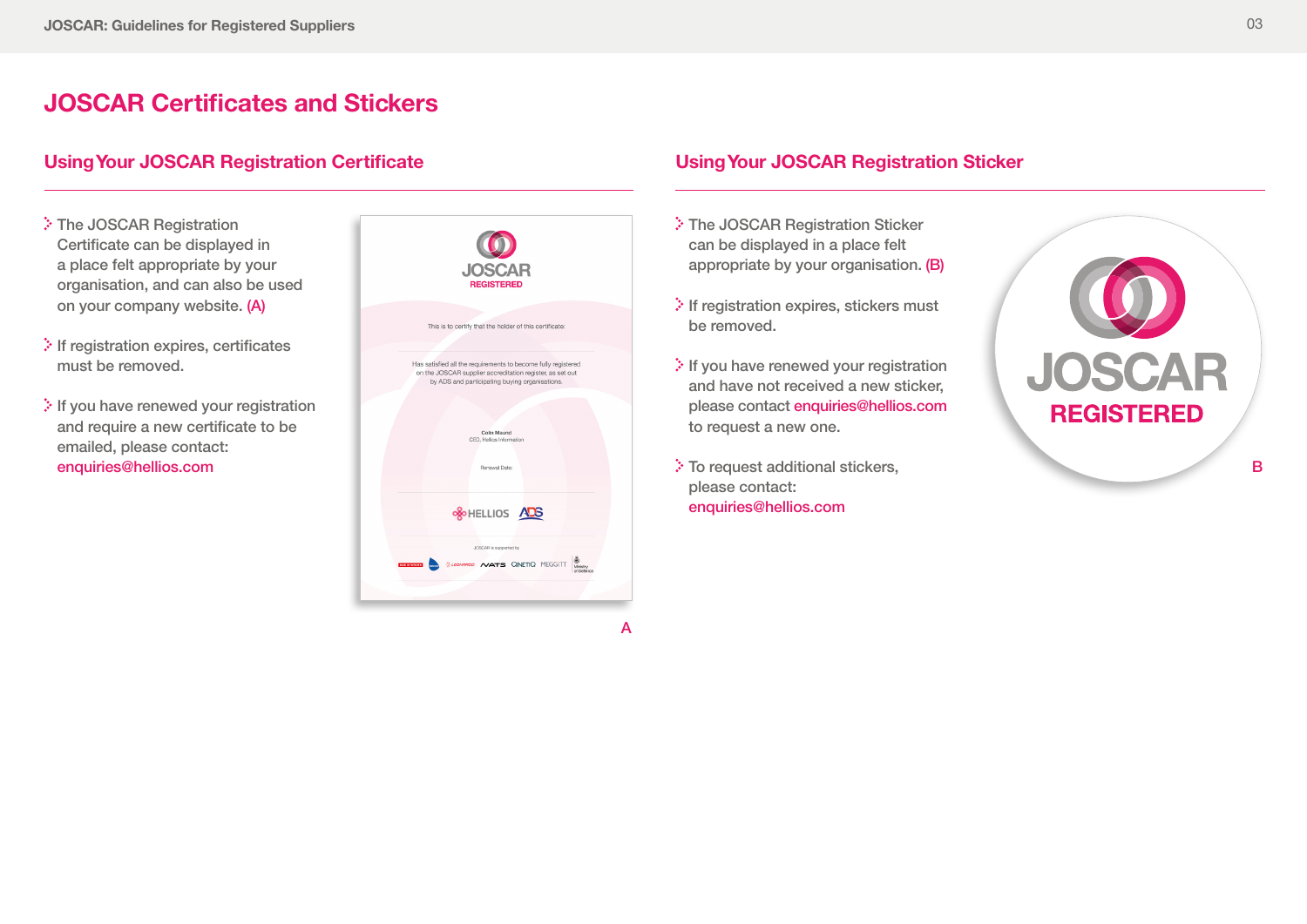# JOSCAR Certificates and Stickers

## Using Your JOSCAR Registration Certificate

- The JOSCAR Registration Certificate can be displayed in a place felt appropriate by your organisation, and can also be used on your company website. (A)
- If registration expires, certificates must be removed.
- If you have renewed your registration and require a new certificate to be emailed, please contact: enquiries@hellios.com

A

## Using Your JOSCAR Registration Sticker

- The JOSCAR Registration Sticker can be displayed in a place felt appropriate by your organisation. (B)
- If registration expires, stickers must be removed.
- If you have renewed your registration and have not received a new sticker, please contact enquiries@hellios.com to request a new one.
- To request additional stickers, please contact: enquiries@hellios.com

B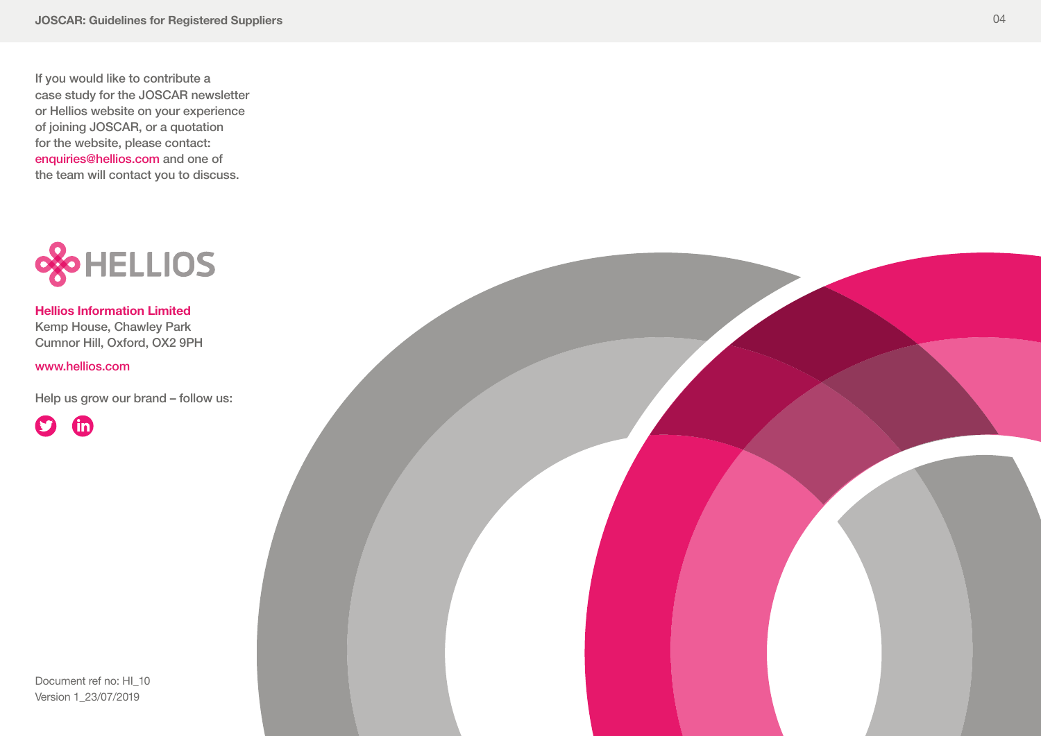If you would like to contribute a case study for the JOSCAR newsletter or Hellios website on your experience of joining JOSCAR, or a quotation for the website, please contact: enquiries@hellios.com and one of the team will contact you to discuss.

HELLIOS

**Hellios Information Limited**
Kemp House, Chawley Park
Cumnor Hill, Oxford, OX2 9PH

www.hellios.com

Help us grow our brand – follow us:

Document ref no: HI_10
Version 1_23/07/2019